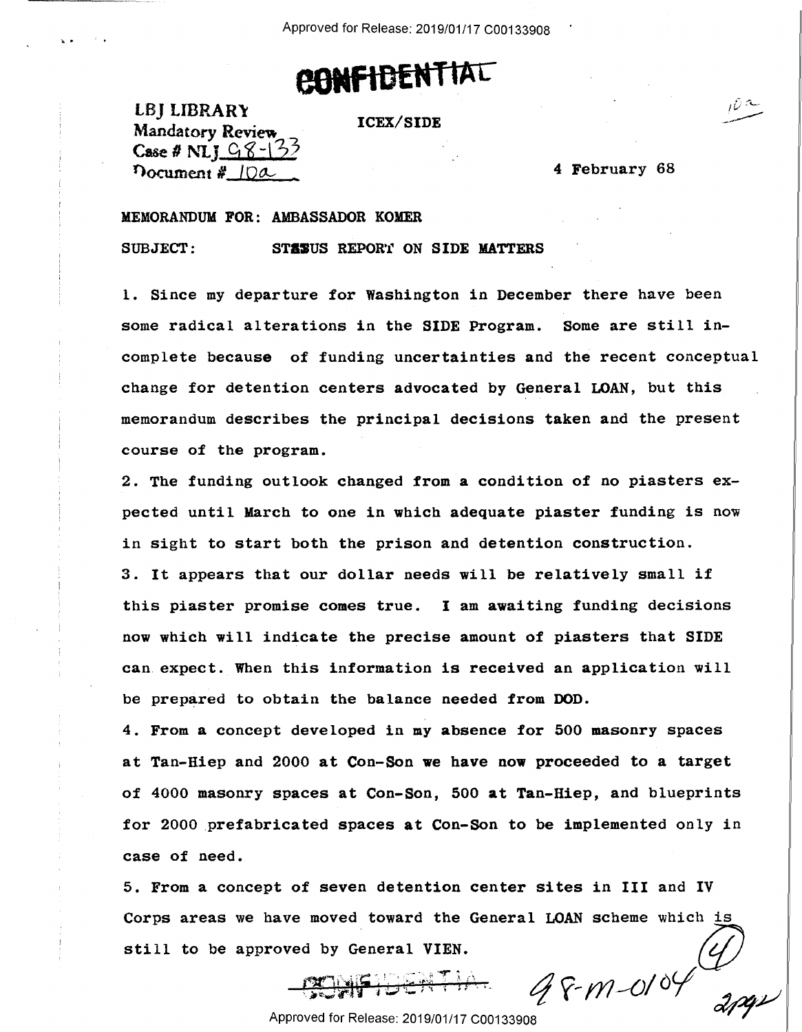**CONFIDENTIAL**

LBJ LIBRARY
Mandatory Review
Case # NLJ 98-133
Document # 10a

ICEX/SIDE

10a

4 February 68

MEMORANDUM FOR: AMBASSADOR KOMER

SUBJECT: STATUS REPORT ON SIDE MATTERS

1. Since my departure for Washington in December there have been some radical alterations in the SIDE Program. Some are still incomplete because of funding uncertainties and the recent conceptual change for detention centers advocated by General LOAN, but this memorandum describes the principal decisions taken and the present course of the program.

2. The funding outlook changed from a condition of no piasters expected until March to one in which adequate piaster funding is now in sight to start both the prison and detention construction.

3. It appears that our dollar needs will be relatively small if this piaster promise comes true. I am awaiting funding decisions now which will indicate the precise amount of piasters that SIDE can expect. When this information is received an application will be prepared to obtain the balance needed from DOD.

4. From a concept developed in my absence for 500 masonry spaces at Tan-Hiep and 2000 at Con-Son we have now proceeded to a target of 4000 masonry spaces at Con-Son, 500 at Tan-Hiep, and blueprints for 2000 prefabricated spaces at Con-Son to be implemented only in case of need.

5. From a concept of seven detention center sites in III and IV Corps areas we have moved toward the General LOAN scheme which is still to be approved by General VIEN.

CONFIDENTIAL

98-M-0104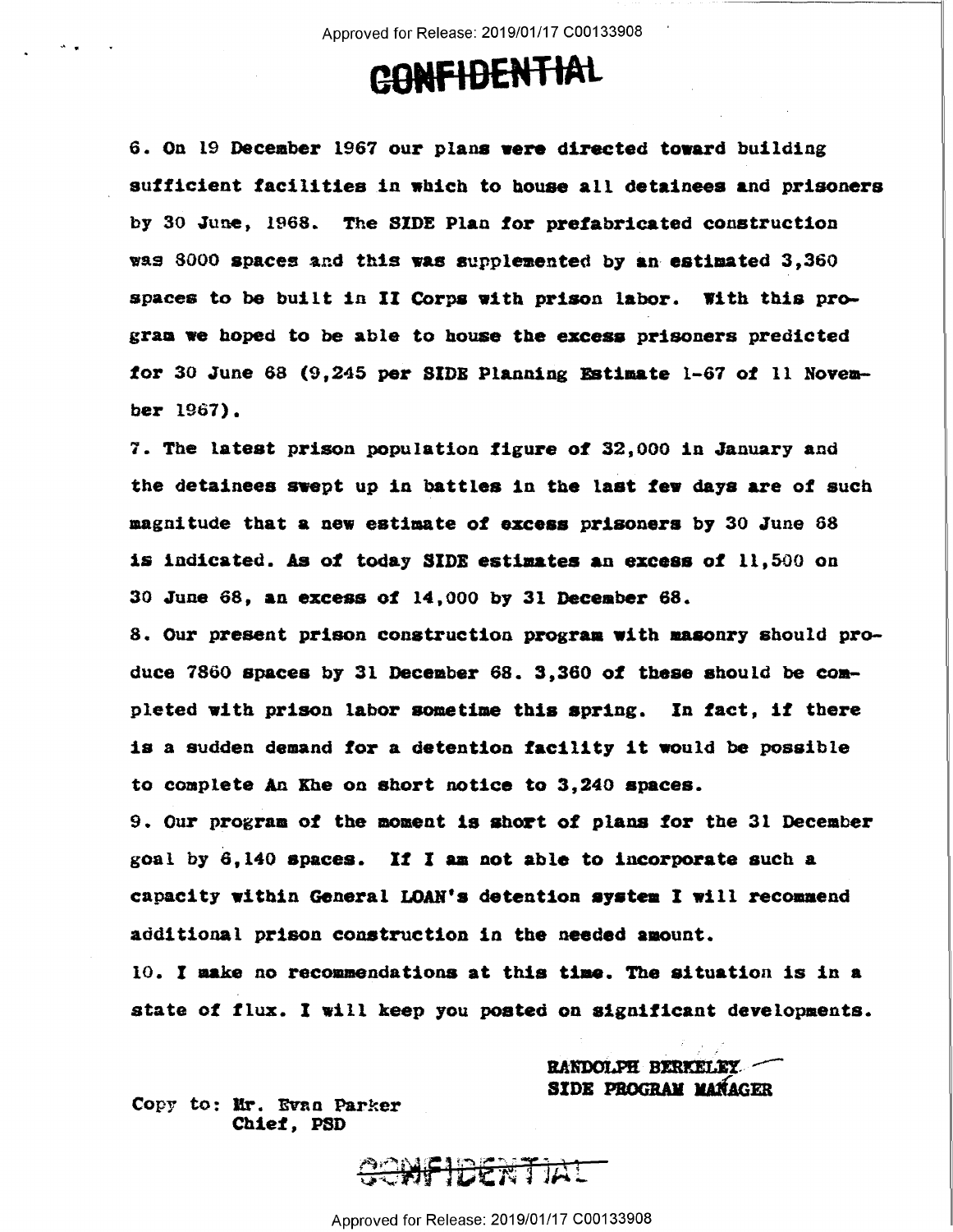CONFIDENTIAL

6. On 19 December 1967 our plans were directed toward building sufficient facilities in which to house all detainees and prisoners by 30 June, 1968. The SIDE Plan for prefabricated construction was 8000 spaces and this was supplemented by an estimated 3,360 spaces to be built in II Corps with prison labor. With this program we hoped to be able to house the excess prisoners predicted for 30 June 68 (9,245 per SIDE Planning Estimate 1-67 of 11 November 1967).

7. The latest prison population figure of 32,000 in January and the detainees swept up in battles in the last few days are of such magnitude that a new estimate of excess prisoners by 30 June 68 is indicated. As of today SIDE estimates an excess of 11,500 on 30 June 68, an excess of 14,000 by 31 December 68.

8. Our present prison construction program with masonry should produce 7860 spaces by 31 December 68. 3,360 of these should be completed with prison labor sometime this spring. In fact, if there is a sudden demand for a detention facility it would be possible to complete An Khe on short notice to 3,240 spaces.

9. Our program of the moment is short of plans for the 31 December goal by 6,140 spaces. If I am not able to incorporate such a capacity within General LOAN's detention system I will recommend additional prison construction in the needed amount.

10. I make no recommendations at this time. The situation is in a state of flux. I will keep you posted on significant developments.

RANDOLPH BERKELEY
SIDE PROGRAM MANAGER

Copy to: Mr. Evan Parker
Chief, PSD

CONFIDENTIAL